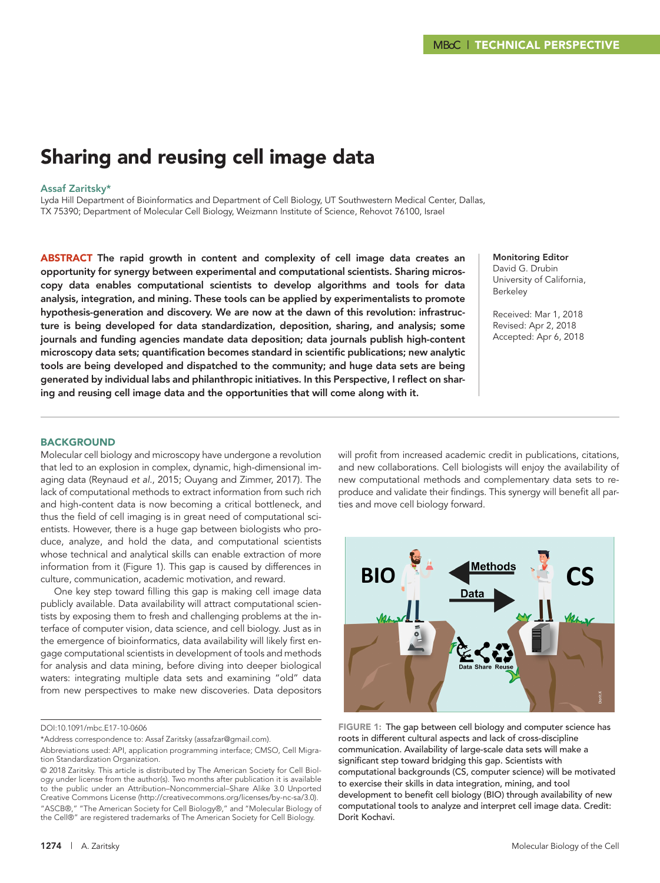# Sharing and reusing cell image data

**Assaf Zaritsky***

Lyda Hill Department of Bioinformatics and Department of Cell Biology, UT Southwestern Medical Center, Dallas, TX 75390; Department of Molecular Cell Biology, Weizmann Institute of Science, Rehovot 76100, Israel

**ABSTRACT The rapid growth in content and complexity of cell image data creates an opportunity for synergy between experimental and computational scientists. Sharing microscopy data enables computational scientists to develop algorithms and tools for data analysis, integration, and mining. These tools can be applied by experimentalists to promote hypothesis-generation and discovery. We are now at the dawn of this revolution: infrastructure is being developed for data standardization, deposition, sharing, and analysis; some journals and funding agencies mandate data deposition; data journals publish high-content microscopy data sets; quantification becomes standard in scientific publications; new analytic tools are being developed and dispatched to the community; and huge data sets are being generated by individual labs and philanthropic initiatives. In this Perspective, I reflect on sharing and reusing cell image data and the opportunities that will come along with it.**

**Monitoring Editor**
David G. Drubin
University of California, Berkeley

Received: Mar 1, 2018
Revised: Apr 2, 2018
Accepted: Apr 6, 2018

## BACKGROUND

Molecular cell biology and microscopy have undergone a revolution that led to an explosion in complex, dynamic, high-dimensional imaging data (Reynaud *et al*., 2015; Ouyang and Zimmer, 2017). The lack of computational methods to extract information from such rich and high-content data is now becoming a critical bottleneck, and thus the field of cell imaging is in great need of computational scientists. However, there is a huge gap between biologists who produce, analyze, and hold the data, and computational scientists whose technical and analytical skills can enable extraction of more information from it (Figure 1). This gap is caused by differences in culture, communication, academic motivation, and reward.

One key step toward filling this gap is making cell image data publicly available. Data availability will attract computational scientists by exposing them to fresh and challenging problems at the interface of computer vision, data science, and cell biology. Just as in the emergence of bioinformatics, data availability will likely first engage computational scientists in development of tools and methods for analysis and data mining, before diving into deeper biological waters: integrating multiple data sets and examining "old" data from new perspectives to make new discoveries. Data depositors will profit from increased academic credit in publications, citations, and new collaborations. Cell biologists will enjoy the availability of new computational methods and complementary data sets to reproduce and validate their findings. This synergy will benefit all parties and move cell biology forward.

FIGURE 1: The gap between cell biology and computer science has roots in different cultural aspects and lack of cross-discipline communication. Availability of large-scale data sets will make a significant step toward bridging this gap. Scientists with computational backgrounds (CS, computer science) will be motivated to exercise their skills in data integration, mining, and tool development to benefit cell biology (BIO) through availability of new computational tools to analyze and interpret cell image data. Credit: Dorit Kochavi.

DOI:10.1091/mbc.E17-10-0606

*Address correspondence to: Assaf Zaritsky (assafzar@gmail.com).

Abbreviations used: API, application programming interface; CMSO, Cell Migration Standardization Organization.

© 2018 Zaritsky. This article is distributed by The American Society for Cell Biology under license from the author(s). Two months after publication it is available to the public under an Attribution–Noncommercial–Share Alike 3.0 Unported Creative Commons License (http://creativecommons.org/licenses/by-nc-sa/3.0).

"ASCB®," "The American Society for Cell Biology®," and "Molecular Biology of the Cell®" are registered trademarks of The American Society for Cell Biology.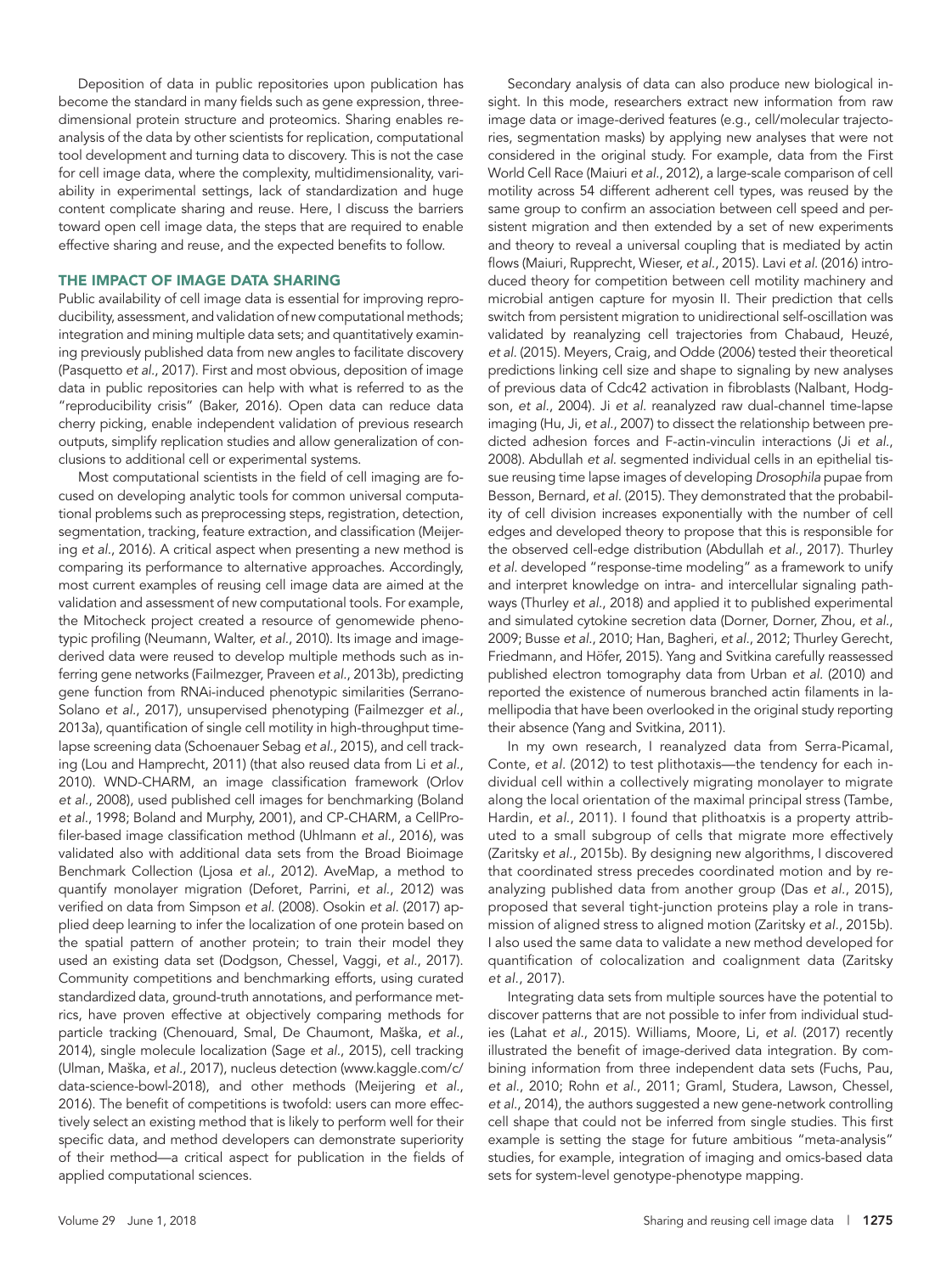Deposition of data in public repositories upon publication has become the standard in many fields such as gene expression, three-dimensional protein structure and proteomics. Sharing enables reanalysis of the data by other scientists for replication, computational tool development and turning data to discovery. This is not the case for cell image data, where the complexity, multidimensionality, variability in experimental settings, lack of standardization and huge content complicate sharing and reuse. Here, I discuss the barriers toward open cell image data, the steps that are required to enable effective sharing and reuse, and the expected benefits to follow.

## THE IMPACT OF IMAGE DATA SHARING

Public availability of cell image data is essential for improving reproducibility, assessment, and validation of new computational methods; integration and mining multiple data sets; and quantitatively examining previously published data from new angles to facilitate discovery (Pasquetto *et al.*, 2017). First and most obvious, deposition of image data in public repositories can help with what is referred to as the "reproducibility crisis" (Baker, 2016). Open data can reduce data cherry picking, enable independent validation of previous research outputs, simplify replication studies and allow generalization of conclusions to additional cell or experimental systems.

Most computational scientists in the field of cell imaging are focused on developing analytic tools for common universal computational problems such as preprocessing steps, registration, detection, segmentation, tracking, feature extraction, and classification (Meijering *et al.*, 2016). A critical aspect when presenting a new method is comparing its performance to alternative approaches. Accordingly, most current examples of reusing cell image data are aimed at the validation and assessment of new computational tools. For example, the Mitocheck project created a resource of genomewide phenotypic profiling (Neumann, Walter, *et al.*, 2010). Its image and image-derived data were reused to develop multiple methods such as inferring gene networks (Failmezger, Praveen *et al.*, 2013b), predicting gene function from RNAi-induced phenotypic similarities (Serrano-Solano *et al.*, 2017), unsupervised phenotyping (Failmezger *et al.*, 2013a), quantification of single cell motility in high-throughput time-lapse screening data (Schoenauer Sebag *et al.*, 2015), and cell tracking (Lou and Hamprecht, 2011) (that also reused data from Li *et al.*, 2010). WND-CHARM, an image classification framework (Orlov *et al.*, 2008), used published cell images for benchmarking (Boland *et al.*, 1998; Boland and Murphy, 2001), and CP-CHARM, a CellProfiler-based image classification method (Uhlmann *et al.*, 2016), was validated also with additional data sets from the Broad Bioimage Benchmark Collection (Ljosa *et al.*, 2012). AveMap, a method to quantify monolayer migration (Deforet, Parrini, *et al.*, 2012) was verified on data from Simpson *et al.* (2008). Osokin *et al.* (2017) applied deep learning to infer the localization of one protein based on the spatial pattern of another protein; to train their model they used an existing data set (Dodgson, Chessel, Vaggi, *et al.*, 2017). Community competitions and benchmarking efforts, using curated standardized data, ground-truth annotations, and performance metrics, have proven effective at objectively comparing methods for particle tracking (Chenouard, Smal, De Chaumont, Maška, *et al.*, 2014), single molecule localization (Sage *et al.*, 2015), cell tracking (Ulman, Maška, *et al.*, 2017), nucleus detection (www.kaggle.com/c/data-science-bowl-2018), and other methods (Meijering *et al.*, 2016). The benefit of competitions is twofold: users can more effectively select an existing method that is likely to perform well for their specific data, and method developers can demonstrate superiority of their method—a critical aspect for publication in the fields of applied computational sciences.

Secondary analysis of data can also produce new biological insight. In this mode, researchers extract new information from raw image data or image-derived features (e.g., cell/molecular trajectories, segmentation masks) by applying new analyses that were not considered in the original study. For example, data from the First World Cell Race (Maiuri *et al.*, 2012), a large-scale comparison of cell motility across 54 different adherent cell types, was reused by the same group to confirm an association between cell speed and persistent migration and then extended by a set of new experiments and theory to reveal a universal coupling that is mediated by actin flows (Maiuri, Rupprecht, Wieser, *et al.*, 2015). Lavi *et al.* (2016) introduced theory for competition between cell motility machinery and microbial antigen capture for myosin II. Their prediction that cells switch from persistent migration to unidirectional self-oscillation was validated by reanalyzing cell trajectories from Chabaud, Heuzé, *et al.* (2015). Meyers, Craig, and Odde (2006) tested their theoretical predictions linking cell size and shape to signaling by new analyses of previous data of Cdc42 activation in fibroblasts (Nalbant, Hodgson, *et al.*, 2004). Ji *et al.* reanalyzed raw dual-channel time-lapse imaging (Hu, Ji, *et al.*, 2007) to dissect the relationship between predicted adhesion forces and F-actin-vinculin interactions (Ji *et al.*, 2008). Abdullah *et al.* segmented individual cells in an epithelial tissue reusing time lapse images of developing *Drosophila* pupae from Besson, Bernard, *et al.* (2015). They demonstrated that the probability of cell division increases exponentially with the number of cell edges and developed theory to propose that this is responsible for the observed cell-edge distribution (Abdullah *et al.*, 2017). Thurley *et al.* developed "response-time modeling" as a framework to unify and interpret knowledge on intra- and intercellular signaling pathways (Thurley *et al.*, 2018) and applied it to published experimental and simulated cytokine secretion data (Dorner, Dorner, Zhou, *et al.*, 2009; Busse *et al.*, 2010; Han, Bagheri, *et al.*, 2012; Thurley Gerecht, Friedmann, and Höfer, 2015). Yang and Svitkina carefully reassessed published electron tomography data from Urban *et al.* (2010) and reported the existence of numerous branched actin filaments in lamellipodia that have been overlooked in the original study reporting their absence (Yang and Svitkina, 2011).

In my own research, I reanalyzed data from Serra-Picamal, Conte, *et al.* (2012) to test plithotaxis—the tendency for each individual cell within a collectively migrating monolayer to migrate along the local orientation of the maximal principal stress (Tambe, Hardin, *et al.*, 2011). I found that plithoatxis is a property attributed to a small subgroup of cells that migrate more effectively (Zaritsky *et al.*, 2015b). By designing new algorithms, I discovered that coordinated stress precedes coordinated motion and by reanalyzing published data from another group (Das *et al.*, 2015), proposed that several tight-junction proteins play a role in transmission of aligned stress to aligned motion (Zaritsky *et al.*, 2015b). I also used the same data to validate a new method developed for quantification of colocalization and coalignment data (Zaritsky *et al.*, 2017).

Integrating data sets from multiple sources have the potential to discover patterns that are not possible to infer from individual studies (Lahat *et al.*, 2015). Williams, Moore, Li, *et al.* (2017) recently illustrated the benefit of image-derived data integration. By combining information from three independent data sets (Fuchs, Pau, *et al.*, 2010; Rohn *et al.*, 2011; Graml, Studera, Lawson, Chessel, *et al.*, 2014), the authors suggested a new gene-network controlling cell shape that could not be inferred from single studies. This first example is setting the stage for future ambitious "meta-analysis" studies, for example, integration of imaging and omics-based data sets for system-level genotype-phenotype mapping.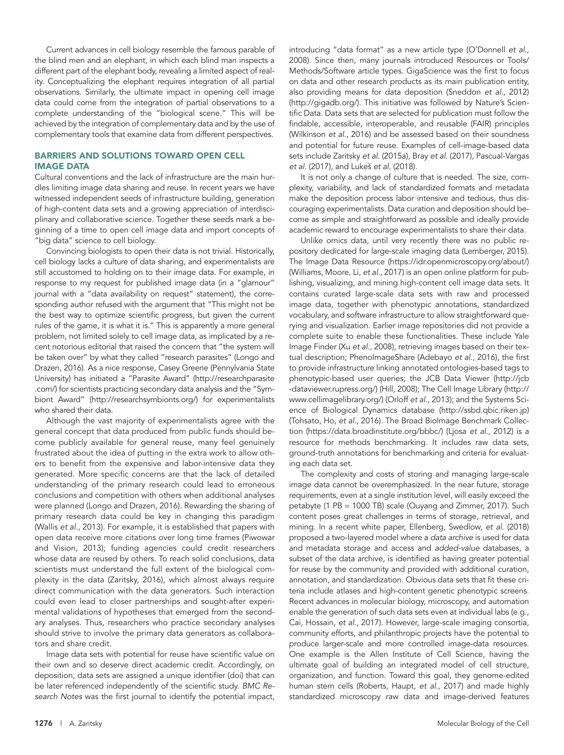Current advances in cell biology resemble the famous parable of the blind men and an elephant, in which each blind man inspects a different part of the elephant body, revealing a limited aspect of reality. Conceptualizing the elephant requires integration of all partial observations. Similarly, the ultimate impact in opening cell image data could come from the integration of partial observations to a complete understanding of the "biological scene." This will be achieved by the integration of complementary data and by the use of complementary tools that examine data from different perspectives.

## BARRIERS AND SOLUTIONS TOWARD OPEN CELL IMAGE DATA

Cultural conventions and the lack of infrastructure are the main hurdles limiting image data sharing and reuse. In recent years we have witnessed independent seeds of infrastructure building, generation of high-content data sets and a growing appreciation of interdisciplinary and collaborative science. Together these seeds mark a beginning of a time to open cell image data and import concepts of "big data" science to cell biology.

Convincing biologists to open their data is not trivial. Historically, cell biology lacks a culture of data sharing, and experimentalists are still accustomed to holding on to their image data. For example, in response to my request for published image data (in a "glamour" journal with a "data availability on request" statement), the corresponding author refused with the argument that "This might not be the best way to optimize scientific progress, but given the current rules of the game, it is what it is." This is apparently a more general problem, not limited solely to cell image data, as implicated by a recent notorious editorial that raised the concern that "the system will be taken over" by what they called "research parasites" (Longo and Drazen, 2016). As a nice response, Casey Greene (Pennsylvania State University) has initiated a "Parasite Award" (http://researchparasite.com/) for scientists practicing secondary data analysis and the "Symbiont Award" (http://researchsymbionts.org/) for experimentalists who shared their data.

Although the vast majority of experimentalists agree with the general concept that data produced from public funds should become publicly available for general reuse, many feel genuinely frustrated about the idea of putting in the extra work to allow others to benefit from the expensive and labor-intensive data they generated. More specific concerns are that the lack of detailed understanding of the primary research could lead to erroneous conclusions and competition with others when additional analyses were planned (Longo and Drazen, 2016). Rewarding the sharing of primary research data could be key in changing this paradigm (Wallis *et al.*, 2013). For example, it is established that papers with open data receive more citations over long time frames (Piwowar and Vision, 2013); funding agencies could credit researchers whose data are reused by others. To reach solid conclusions, data scientists must understand the full extent of the biological complexity in the data (Zaritsky, 2016), which almost always require direct communication with the data generators. Such interaction could even lead to closer partnerships and sought-after experimental validations of hypotheses that emerged from the secondary analyses. Thus, researchers who practice secondary analyses should strive to involve the primary data generators as collaborators and share credit.

Image data sets with potential for reuse have scientific value on their own and so deserve direct academic credit. Accordingly, on deposition, data sets are assigned a unique identifier (doi) that can be later referenced independently of the scientific study. *BMC Research Notes* was the first journal to identify the potential impact, introducing "data format" as a new article type (O'Donnell *et al.*, 2008). Since then, many journals introduced Resources or Tools/Methods/Software article types. GigaScience was the first to focus on data and other research products as its main publication entity, also providing means for data deposition (Sneddon *et al.*, 2012) (http://gigadb.org/). This initiative was followed by Nature's Scientific Data. Data sets that are selected for publication must follow the findable, accessible, interoperable, and reusable (FAIR) principles (Wilkinson *et al.*, 2016) and be assessed based on their soundness and potential for future reuse. Examples of cell-image-based data sets include Zaritsky *et al.* (2015a), Bray *et al.* (2017), Pascual-Vargas *et al.* (2017), and Lukeš *et al.* (2018).

It is not only a change of culture that is needed. The size, complexity, variability, and lack of standardized formats and metadata make the deposition process labor intensive and tedious, thus discouraging experimentalists. Data curation and deposition should become as simple and straightforward as possible and ideally provide academic reward to encourage experimentalists to share their data.

Unlike omics data, until very recently there was no public repository dedicated for large-scale imaging data (Lemberger, 2015). The Image Data Resource (https://idr.openmicroscopy.org/about/) (Williams, Moore, Li, *et al.*, 2017) is an open online platform for publishing, visualizing, and mining high-content cell image data sets. It contains curated large-scale data sets with raw and processed image data, together with phenotypic annotations, standardized vocabulary, and software infrastructure to allow straightforward querying and visualization. Earlier image repositories did not provide a complete suite to enable these functionalities. These include Yale Image Finder (Xu *et al.*, 2008), retrieving images based on their textual description; PhenoImageShare (Adebayo *et al.*, 2016), the first to provide infrastructure linking annotated ontologies-based tags to phenotypic-based user queries; the JCB Data Viewer (http://jcb-dataviewer.rupress.org/) (Hill, 2008); The Cell Image Library (http://www.cellimagelibrary.org/) (Orloff *et al.*, 2013); and the Systems Science of Biological Dynamics database (http://ssbd.qbic.riken.jp) (Tohsato, Ho, *et al.*, 2016). The Broad BioImage Benchmark Collection (https://data.broadinstitute.org/bbbc/) (Ljosa *et al.*, 2012) is a resource for methods benchmarking. It includes raw data sets, ground-truth annotations for benchmarking and criteria for evaluating each data set.

The complexity and costs of storing and managing large-scale image data cannot be overemphasized. In the near future, storage requirements, even at a single institution level, will easily exceed the petabyte (1 PB = 1000 TB) scale (Ouyang and Zimmer, 2017). Such content poses great challenges in terms of storage, retrieval, and mining. In a recent white paper, Ellenberg, Swedlow, *et al.* (2018) proposed a two-layered model where a *data archive* is used for data and metadata storage and access and *added-value* databases, a subset of the data archive, is identified as having greater potential for reuse by the community and provided with additional curation, annotation, and standardization. Obvious data sets that fit these criteria include atlases and high-content genetic phenotypic screens. Recent advances in molecular biology, microscopy, and automation enable the generation of such data sets even at individual labs (e.g., Cai, Hossain, *et al.*, 2017). However, large-scale imaging consortia, community efforts, and philanthropic projects have the potential to produce larger-scale and more controlled image-data resources. One example is the Allen Institute of Cell Science, having the ultimate goal of building an integrated model of cell structure, organization, and function. Toward this goal, they genome-edited human stem cells (Roberts, Haupt, *et al.*, 2017) and made highly standardized microscopy raw data and image-derived features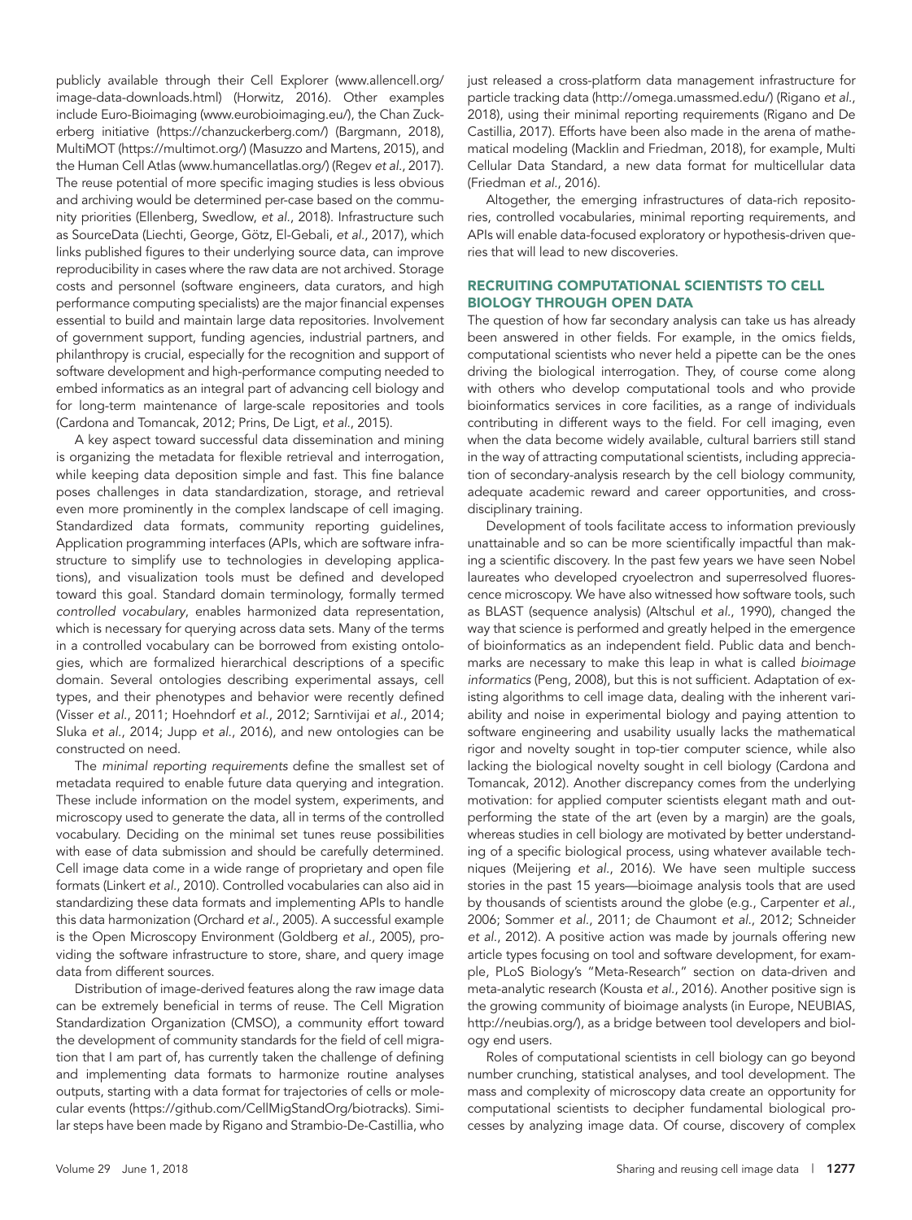publicly available through their Cell Explorer (www.allencell.org/image-data-downloads.html) (Horwitz, 2016). Other examples include Euro-Bioimaging (www.eurobioimaging.eu/), the Chan Zuckerberg initiative (https://chanzuckerberg.com/) (Bargmann, 2018), MultiMOT (https://multimot.org/) (Masuzzo and Martens, 2015), and the Human Cell Atlas (www.humancellatlas.org/) (Regev *et al.*, 2017). The reuse potential of more specific imaging studies is less obvious and archiving would be determined per-case based on the community priorities (Ellenberg, Swedlow, *et al.*, 2018). Infrastructure such as SourceData (Liechti, George, Götz, El-Gebali, *et al.*, 2017), which links published figures to their underlying source data, can improve reproducibility in cases where the raw data are not archived. Storage costs and personnel (software engineers, data curators, and high performance computing specialists) are the major financial expenses essential to build and maintain large data repositories. Involvement of government support, funding agencies, industrial partners, and philanthropy is crucial, especially for the recognition and support of software development and high-performance computing needed to embed informatics as an integral part of advancing cell biology and for long-term maintenance of large-scale repositories and tools (Cardona and Tomancak, 2012; Prins, De Ligt, *et al.*, 2015).

A key aspect toward successful data dissemination and mining is organizing the metadata for flexible retrieval and interrogation, while keeping data deposition simple and fast. This fine balance poses challenges in data standardization, storage, and retrieval even more prominently in the complex landscape of cell imaging. Standardized data formats, community reporting guidelines, Application programming interfaces (APIs, which are software infrastructure to simplify use to technologies in developing applications), and visualization tools must be defined and developed toward this goal. Standard domain terminology, formally termed *controlled vocabulary*, enables harmonized data representation, which is necessary for querying across data sets. Many of the terms in a controlled vocabulary can be borrowed from existing ontologies, which are formalized hierarchical descriptions of a specific domain. Several ontologies describing experimental assays, cell types, and their phenotypes and behavior were recently defined (Visser *et al.*, 2011; Hoehndorf *et al.*, 2012; Sarntivijai *et al.*, 2014; Sluka *et al.*, 2014; Jupp *et al.*, 2016), and new ontologies can be constructed on need.

The *minimal reporting requirements* define the smallest set of metadata required to enable future data querying and integration. These include information on the model system, experiments, and microscopy used to generate the data, all in terms of the controlled vocabulary. Deciding on the minimal set tunes reuse possibilities with ease of data submission and should be carefully determined. Cell image data come in a wide range of proprietary and open file formats (Linkert *et al.*, 2010). Controlled vocabularies can also aid in standardizing these data formats and implementing APIs to handle this data harmonization (Orchard *et al.*, 2005). A successful example is the Open Microscopy Environment (Goldberg *et al.*, 2005), providing the software infrastructure to store, share, and query image data from different sources.

Distribution of image-derived features along the raw image data can be extremely beneficial in terms of reuse. The Cell Migration Standardization Organization (CMSO), a community effort toward the development of community standards for the field of cell migration that I am part of, has currently taken the challenge of defining and implementing data formats to harmonize routine analyses outputs, starting with a data format for trajectories of cells or molecular events (https://github.com/CellMigStandOrg/biotracks). Similar steps have been made by Rigano and Strambio-De-Castillia, who just released a cross-platform data management infrastructure for particle tracking data (http://omega.umassmed.edu/) (Rigano *et al.*, 2018), using their minimal reporting requirements (Rigano and De Castillia, 2017). Efforts have been also made in the arena of mathematical modeling (Macklin and Friedman, 2018), for example, Multi Cellular Data Standard, a new data format for multicellular data (Friedman *et al.*, 2016).

Altogether, the emerging infrastructures of data-rich repositories, controlled vocabularies, minimal reporting requirements, and APIs will enable data-focused exploratory or hypothesis-driven queries that will lead to new discoveries.

## RECRUITING COMPUTATIONAL SCIENTISTS TO CELL BIOLOGY THROUGH OPEN DATA

The question of how far secondary analysis can take us has already been answered in other fields. For example, in the omics fields, computational scientists who never held a pipette can be the ones driving the biological interrogation. They, of course come along with others who develop computational tools and who provide bioinformatics services in core facilities, as a range of individuals contributing in different ways to the field. For cell imaging, even when the data become widely available, cultural barriers still stand in the way of attracting computational scientists, including appreciation of secondary-analysis research by the cell biology community, adequate academic reward and career opportunities, and cross-disciplinary training.

Development of tools facilitate access to information previously unattainable and so can be more scientifically impactful than making a scientific discovery. In the past few years we have seen Nobel laureates who developed cryoelectron and superresolved fluorescence microscopy. We have also witnessed how software tools, such as BLAST (sequence analysis) (Altschul *et al.*, 1990), changed the way that science is performed and greatly helped in the emergence of bioinformatics as an independent field. Public data and benchmarks are necessary to make this leap in what is called *bioimage informatics* (Peng, 2008), but this is not sufficient. Adaptation of existing algorithms to cell image data, dealing with the inherent variability and noise in experimental biology and paying attention to software engineering and usability usually lacks the mathematical rigor and novelty sought in top-tier computer science, while also lacking the biological novelty sought in cell biology (Cardona and Tomancak, 2012). Another discrepancy comes from the underlying motivation: for applied computer scientists elegant math and outperforming the state of the art (even by a margin) are the goals, whereas studies in cell biology are motivated by better understanding of a specific biological process, using whatever available techniques (Meijering *et al.*, 2016). We have seen multiple success stories in the past 15 years—bioimage analysis tools that are used by thousands of scientists around the globe (e.g., Carpenter *et al.*, 2006; Sommer *et al.*, 2011; de Chaumont *et al.*, 2012; Schneider *et al.*, 2012). A positive action was made by journals offering new article types focusing on tool and software development, for example, PLoS Biology's "Meta-Research" section on data-driven and meta-analytic research (Kousta *et al.*, 2016). Another positive sign is the growing community of bioimage analysts (in Europe, NEUBIAS, http://neubias.org/), as a bridge between tool developers and biology end users.

Roles of computational scientists in cell biology can go beyond number crunching, statistical analyses, and tool development. The mass and complexity of microscopy data create an opportunity for computational scientists to decipher fundamental biological processes by analyzing image data. Of course, discovery of complex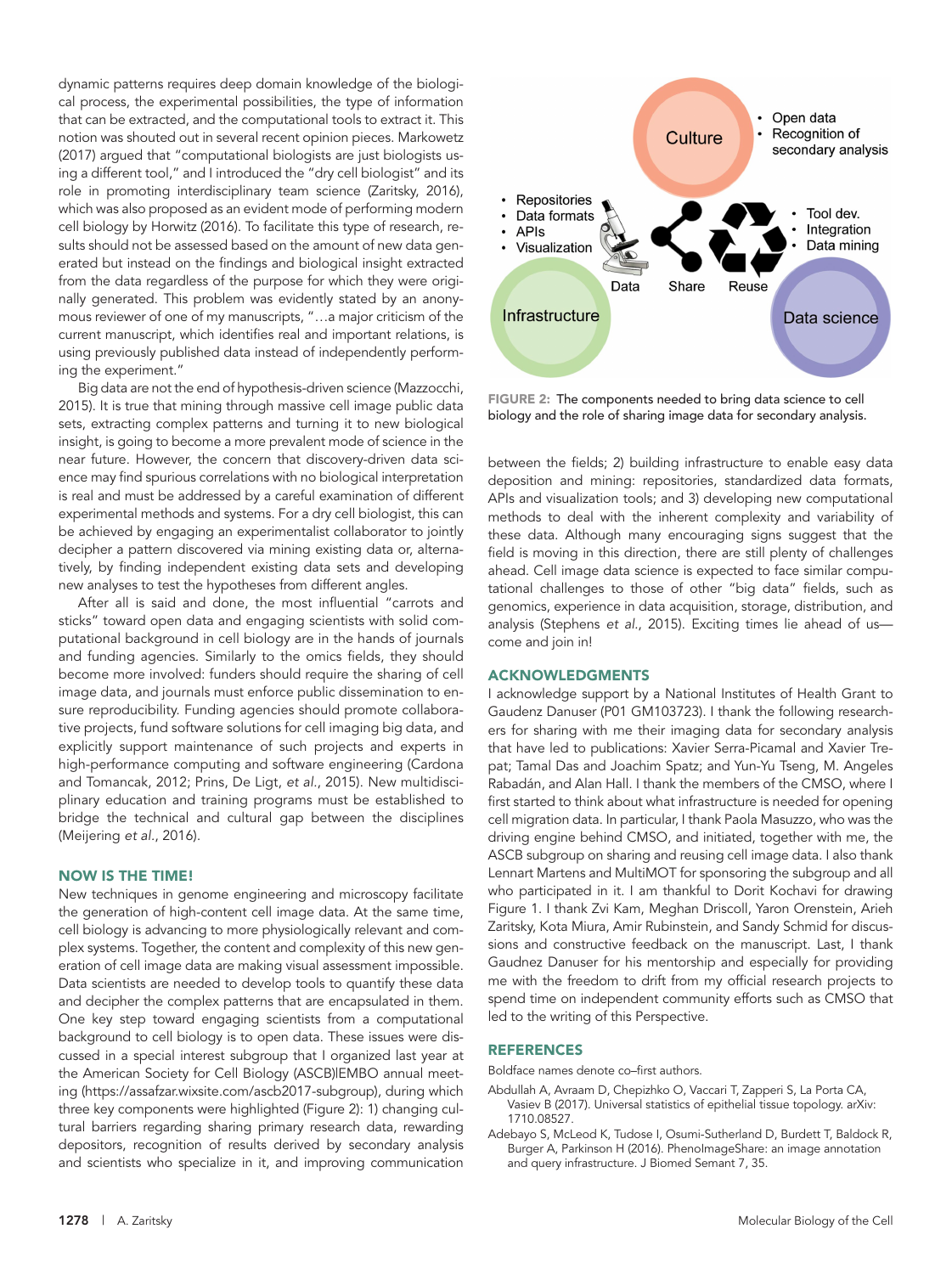dynamic patterns requires deep domain knowledge of the biological process, the experimental possibilities, the type of information that can be extracted, and the computational tools to extract it. This notion was shouted out in several recent opinion pieces. Markowetz (2017) argued that "computational biologists are just biologists using a different tool," and I introduced the "dry cell biologist" and its role in promoting interdisciplinary team science (Zaritsky, 2016), which was also proposed as an evident mode of performing modern cell biology by Horwitz (2016). To facilitate this type of research, results should not be assessed based on the amount of new data generated but instead on the findings and biological insight extracted from the data regardless of the purpose for which they were originally generated. This problem was evidently stated by an anonymous reviewer of one of my manuscripts, "…a major criticism of the current manuscript, which identifies real and important relations, is using previously published data instead of independently performing the experiment."

Big data are not the end of hypothesis-driven science (Mazzocchi, 2015). It is true that mining through massive cell image public data sets, extracting complex patterns and turning it to new biological insight, is going to become a more prevalent mode of science in the near future. However, the concern that discovery-driven data science may find spurious correlations with no biological interpretation is real and must be addressed by a careful examination of different experimental methods and systems. For a dry cell biologist, this can be achieved by engaging an experimentalist collaborator to jointly decipher a pattern discovered via mining existing data or, alternatively, by finding independent existing data sets and developing new analyses to test the hypotheses from different angles.

After all is said and done, the most influential "carrots and sticks" toward open data and engaging scientists with solid computational background in cell biology are in the hands of journals and funding agencies. Similarly to the omics fields, they should become more involved: funders should require the sharing of cell image data, and journals must enforce public dissemination to ensure reproducibility. Funding agencies should promote collaborative projects, fund software solutions for cell imaging big data, and explicitly support maintenance of such projects and experts in high-performance computing and software engineering (Cardona and Tomancak, 2012; Prins, De Ligt, *et al.*, 2015). New multidisciplinary education and training programs must be established to bridge the technical and cultural gap between the disciplines (Meijering *et al.*, 2016).

## NOW IS THE TIME!

New techniques in genome engineering and microscopy facilitate the generation of high-content cell image data. At the same time, cell biology is advancing to more physiologically relevant and complex systems. Together, the content and complexity of this new generation of cell image data are making visual assessment impossible. Data scientists are needed to develop tools to quantify these data and decipher the complex patterns that are encapsulated in them. One key step toward engaging scientists from a computational background to cell biology is to open data. These issues were discussed in a special interest subgroup that I organized last year at the American Society for Cell Biology (ASCB)|EMBO annual meeting (https://assafzar.wixsite.com/ascb2017-subgroup), during which three key components were highlighted (Figure 2): 1) changing cultural barriers regarding sharing primary research data, rewarding depositors, recognition of results derived by secondary analysis and scientists who specialize in it, and improving communication between the fields; 2) building infrastructure to enable easy data deposition and mining: repositories, standardized data formats, APIs and visualization tools; and 3) developing new computational methods to deal with the inherent complexity and variability of these data. Although many encouraging signs suggest that the field is moving in this direction, there are still plenty of challenges ahead. Cell image data science is expected to face similar computational challenges to those of other "big data" fields, such as genomics, experience in data acquisition, storage, distribution, and analysis (Stephens *et al.*, 2015). Exciting times lie ahead of us—come and join in!

Culture
- Open data
- Recognition of secondary analysis

Infrastructure
- Repositories
- Data formats
- APIs
- Visualization

Data science
- Tool dev.
- Integration
- Data mining

Data Share Reuse

**FIGURE 2:** The components needed to bring data science to cell biology and the role of sharing image data for secondary analysis.

## ACKNOWLEDGMENTS

I acknowledge support by a National Institutes of Health Grant to Gaudenz Danuser (P01 GM103723). I thank the following researchers for sharing with me their imaging data for secondary analysis that have led to publications: Xavier Serra-Picamal and Xavier Trepat; Tamal Das and Joachim Spatz; and Yun-Yu Tseng, M. Angeles Rabadán, and Alan Hall. I thank the members of the CMSO, where I first started to think about what infrastructure is needed for opening cell migration data. In particular, I thank Paola Masuzzo, who was the driving engine behind CMSO, and initiated, together with me, the ASCB subgroup on sharing and reusing cell image data. I also thank Lennart Martens and MultiMOT for sponsoring the subgroup and all who participated in it. I am thankful to Dorit Kochavi for drawing Figure 1. I thank Zvi Kam, Meghan Driscoll, Yaron Orenstein, Arieh Zaritsky, Kota Miura, Amir Rubinstein, and Sandy Schmid for discussions and constructive feedback on the manuscript. Last, I thank Gaudnez Danuser for his mentorship and especially for providing me with the freedom to drift from my official research projects to spend time on independent community efforts such as CMSO that led to the writing of this Perspective.

## REFERENCES

Boldface names denote co–first authors.

Abdullah A, Avraam D, Chepizhko O, Vaccari T, Zapperi S, La Porta CA, Vasiev B (2017). Universal statistics of epithelial tissue topology. arXiv: 1710.08527.

Adebayo S, McLeod K, Tudose I, Osumi-Sutherland D, Burdett T, Baldock R, Burger A, Parkinson H (2016). PhenoImageShare: an image annotation and query infrastructure. J Biomed Semant 7, 35.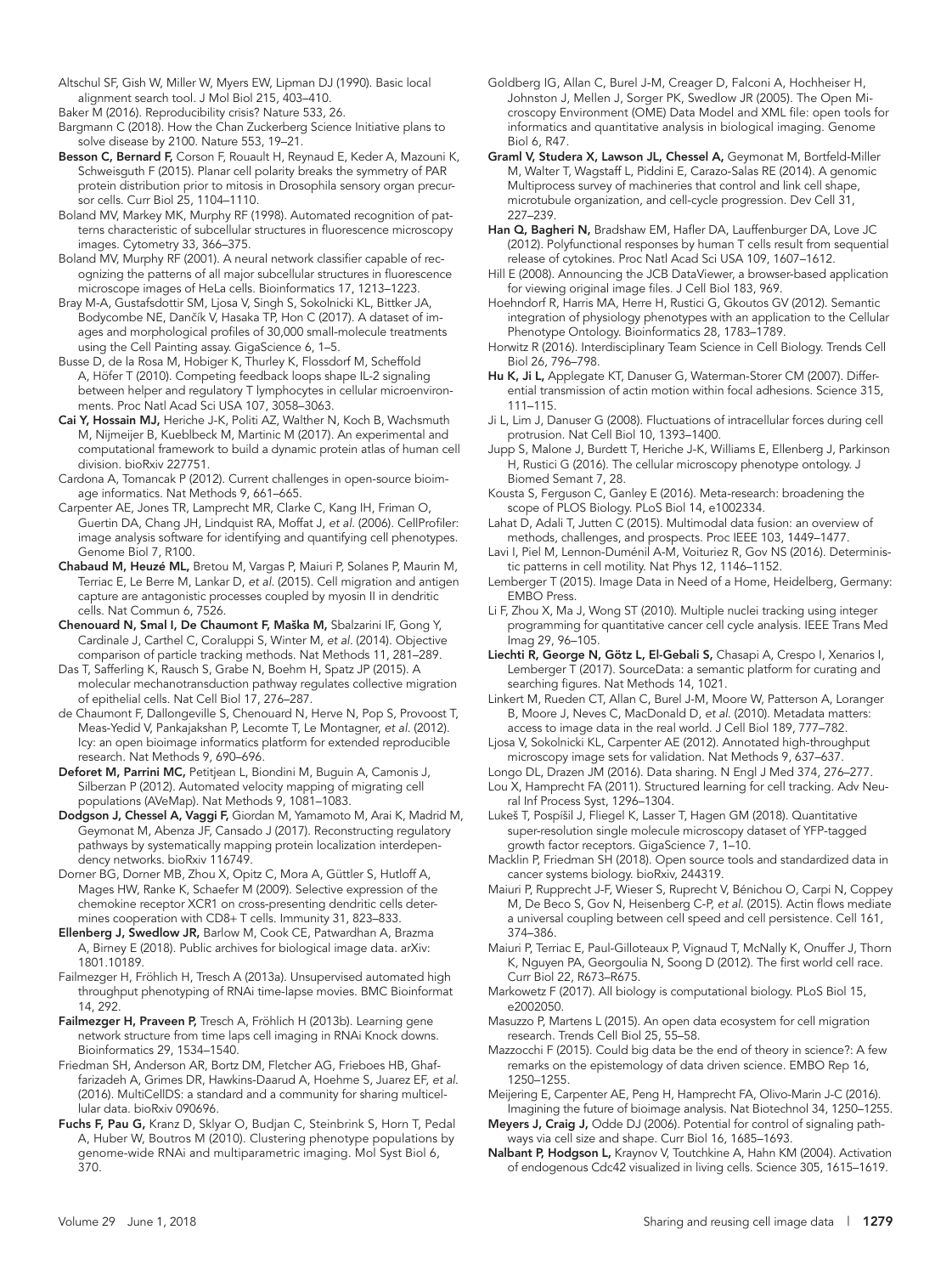Altschul SF, Gish W, Miller W, Myers EW, Lipman DJ (1990). Basic local alignment search tool. J Mol Biol 215, 403–410.

Baker M (2016). Reproducibility crisis? Nature 533, 26.

Bargmann C (2018). How the Chan Zuckerberg Science Initiative plans to solve disease by 2100. Nature 553, 19–21.

**Besson C, Bernard F,** Corson F, Rouault H, Reynaud E, Keder A, Mazouni K, Schweisguth F (2015). Planar cell polarity breaks the symmetry of PAR protein distribution prior to mitosis in Drosophila sensory organ precursor cells. Curr Biol 25, 1104–1110.

Boland MV, Markey MK, Murphy RF (1998). Automated recognition of patterns characteristic of subcellular structures in fluorescence microscopy images. Cytometry 33, 366–375.

Boland MV, Murphy RF (2001). A neural network classifier capable of recognizing the patterns of all major subcellular structures in fluorescence microscope images of HeLa cells. Bioinformatics 17, 1213–1223.

Bray M-A, Gustafsdottir SM, Ljosa V, Singh S, Sokolnicki KL, Bittker JA, Bodycombe NE, Dančík V, Hasaka TP, Hon C (2017). A dataset of images and morphological profiles of 30,000 small-molecule treatments using the Cell Painting assay. GigaScience 6, 1–5.

Busse D, de la Rosa M, Hobiger K, Thurley K, Flossdorf M, Scheffold A, Höfer T (2010). Competing feedback loops shape IL-2 signaling between helper and regulatory T lymphocytes in cellular microenvironments. Proc Natl Acad Sci USA 107, 3058–3063.

**Cai Y, Hossain MJ,** Heriche J-K, Politi AZ, Walther N, Koch B, Wachsmuth M, Nijmeijer B, Kueblbeck M, Martinic M (2017). An experimental and computational framework to build a dynamic protein atlas of human cell division. bioRxiv 227751.

Cardona A, Tomancak P (2012). Current challenges in open-source bioimage informatics. Nat Methods 9, 661–665.

Carpenter AE, Jones TR, Lamprecht MR, Clarke C, Kang IH, Friman O, Guertin DA, Chang JH, Lindquist RA, Moffat J, *et al.* (2006). CellProfiler: image analysis software for identifying and quantifying cell phenotypes. Genome Biol 7, R100.

**Chabaud M, Heuzé ML,** Bretou M, Vargas P, Maiuri P, Solanes P, Maurin M, Terriac E, Le Berre M, Lankar D, *et al.* (2015). Cell migration and antigen capture are antagonistic processes coupled by myosin II in dendritic cells. Nat Commun 6, 7526.

**Chenouard N, Smal I, De Chaumont F, Maška M,** Sbalzarini IF, Gong Y, Cardinale J, Carthel C, Coraluppi S, Winter M, *et al.* (2014). Objective comparison of particle tracking methods. Nat Methods 11, 281–289.

Das T, Safferling K, Rausch S, Grabe N, Boehm H, Spatz JP (2015). A molecular mechanotransduction pathway regulates collective migration of epithelial cells. Nat Cell Biol 17, 276–287.

de Chaumont F, Dallongeville S, Chenouard N, Herve N, Pop S, Provoost T, Meas-Yedid V, Pankajakshan P, Lecomte T, Le Montagner, *et al.* (2012). Icy: an open bioimage informatics platform for extended reproducible research. Nat Methods 9, 690–696.

**Deforet M, Parrini MC,** Petitjean L, Biondini M, Buguin A, Camonis J, Silberzan P (2012). Automated velocity mapping of migrating cell populations (AVeMap). Nat Methods 9, 1081–1083.

**Dodgson J, Chessel A, Vaggi F,** Giordan M, Yamamoto M, Arai K, Madrid M, Geymonat M, Abenza JF, Cansado J (2017). Reconstructing regulatory pathways by systematically mapping protein localization interdependency networks. bioRxiv 116749.

Dorner BG, Dorner MB, Zhou X, Opitz C, Mora A, Güttler S, Hutloff A, Mages HW, Ranke K, Schaefer M (2009). Selective expression of the chemokine receptor XCR1 on cross-presenting dendritic cells determines cooperation with CD8+ T cells. Immunity 31, 823–833.

**Ellenberg J, Swedlow JR,** Barlow M, Cook CE, Patwardhan A, Brazma A, Birney E (2018). Public archives for biological image data. arXiv: 1801.10189.

Failmezger H, Fröhlich H, Tresch A (2013a). Unsupervised automated high throughput phenotyping of RNAi time-lapse movies. BMC Bioinformat 14, 292.

**Failmezger H, Praveen P,** Tresch A, Fröhlich H (2013b). Learning gene network structure from time laps cell imaging in RNAi Knock downs. Bioinformatics 29, 1534–1540.

Friedman SH, Anderson AR, Bortz DM, Fletcher AG, Frieboes HB, Ghaffarizadeh A, Grimes DR, Hawkins-Daarud A, Hoehme S, Juarez EF, *et al.* (2016). MultiCellDS: a standard and a community for sharing multicellular data. bioRxiv 090696.

**Fuchs F, Pau G,** Kranz D, Sklyar O, Budjan C, Steinbrink S, Horn T, Pedal A, Huber W, Boutros M (2010). Clustering phenotype populations by genome-wide RNAi and multiparametric imaging. Mol Syst Biol 6, 370.

Goldberg IG, Allan C, Burel J-M, Creager D, Falconi A, Hochheiser H, Johnston J, Mellen J, Sorger PK, Swedlow JR (2005). The Open Microscopy Environment (OME) Data Model and XML file: open tools for informatics and quantitative analysis in biological imaging. Genome Biol 6, R47.

**Graml V, Studera X, Lawson JL, Chessel A,** Geymonat M, Bortfeld-Miller M, Walter T, Wagstaff L, Piddini E, Carazo-Salas RE (2014). A genomic Multiprocess survey of machineries that control and link cell shape, microtubule organization, and cell-cycle progression. Dev Cell 31, 227–239.

**Han Q, Bagheri N,** Bradshaw EM, Hafler DA, Lauffenburger DA, Love JC (2012). Polyfunctional responses by human T cells result from sequential release of cytokines. Proc Natl Acad Sci USA 109, 1607–1612.

Hill E (2008). Announcing the JCB DataViewer, a browser-based application for viewing original image files. J Cell Biol 183, 969.

Hoehndorf R, Harris MA, Herre H, Rustici G, Gkoutos GV (2012). Semantic integration of physiology phenotypes with an application to the Cellular Phenotype Ontology. Bioinformatics 28, 1783–1789.

Horwitz R (2016). Interdisciplinary Team Science in Cell Biology. Trends Cell Biol 26, 796–798.

**Hu K, Ji L,** Applegate KT, Danuser G, Waterman-Storer CM (2007). Differential transmission of actin motion within focal adhesions. Science 315, 111–115.

Ji L, Lim J, Danuser G (2008). Fluctuations of intracellular forces during cell protrusion. Nat Cell Biol 10, 1393–1400.

Jupp S, Malone J, Burdett T, Heriche J-K, Williams E, Ellenberg J, Parkinson H, Rustici G (2016). The cellular microscopy phenotype ontology. J Biomed Semant 7, 28.

Kousta S, Ferguson C, Ganley E (2016). Meta-research: broadening the scope of PLOS Biology. PLoS Biol 14, e1002334.

Lahat D, Adali T, Jutten C (2015). Multimodal data fusion: an overview of methods, challenges, and prospects. Proc IEEE 103, 1449–1477.

Lavi I, Piel M, Lennon-Duménil A-M, Voituriez R, Gov NS (2016). Deterministic patterns in cell motility. Nat Phys 12, 1146–1152.

Lemberger T (2015). Image Data in Need of a Home, Heidelberg, Germany: EMBO Press.

Li F, Zhou X, Ma J, Wong ST (2010). Multiple nuclei tracking using integer programming for quantitative cancer cell cycle analysis. IEEE Trans Med Imag 29, 96–105.

**Liechti R, George N, Götz L, El-Gebali S,** Chasapi A, Crespo I, Xenarios I, Lemberger T (2017). SourceData: a semantic platform for curating and searching figures. Nat Methods 14, 1021.

Linkert M, Rueden CT, Allan C, Burel J-M, Moore W, Patterson A, Loranger B, Moore J, Neves C, MacDonald D, *et al.* (2010). Metadata matters: access to image data in the real world. J Cell Biol 189, 777–782.

Ljosa V, Sokolnicki KL, Carpenter AE (2012). Annotated high-throughput microscopy image sets for validation. Nat Methods 9, 637–637.

Longo DL, Drazen JM (2016). Data sharing. N Engl J Med 374, 276–277.

Lou X, Hamprecht FA (2011). Structured learning for cell tracking. Adv Neural Inf Process Syst, 1296–1304.

Lukeš T, Pospíšil J, Fliegel K, Lasser T, Hagen GM (2018). Quantitative super-resolution single molecule microscopy dataset of YFP-tagged growth factor receptors. GigaScience 7, 1–10.

Macklin P, Friedman SH (2018). Open source tools and standardized data in cancer systems biology. bioRxiv, 244319.

Maiuri P, Rupprecht J-F, Wieser S, Ruprecht V, Bénichou O, Carpi N, Coppey M, De Beco S, Gov N, Heisenberg C-P, *et al.* (2015). Actin flows mediate a universal coupling between cell speed and cell persistence. Cell 161, 374–386.

Maiuri P, Terriac E, Paul-Gilloteaux P, Vignaud T, McNally K, Onuffer J, Thorn K, Nguyen PA, Georgoulia N, Soong D (2012). The first world cell race. Curr Biol 22, R673–R675.

Markowetz F (2017). All biology is computational biology. PLoS Biol 15, e2002050.

Masuzzo P, Martens L (2015). An open data ecosystem for cell migration research. Trends Cell Biol 25, 55–58.

Mazzocchi F (2015). Could big data be the end of theory in science?: A few remarks on the epistemology of data driven science. EMBO Rep 16, 1250–1255.

Meijering E, Carpenter AE, Peng H, Hamprecht FA, Olivo-Marin J-C (2016). Imagining the future of bioimage analysis. Nat Biotechnol 34, 1250–1255.

**Meyers J, Craig J,** Odde DJ (2006). Potential for control of signaling pathways via cell size and shape. Curr Biol 16, 1685–1693.

**Nalbant P, Hodgson L,** Kraynov V, Toutchkine A, Hahn KM (2004). Activation of endogenous Cdc42 visualized in living cells. Science 305, 1615–1619.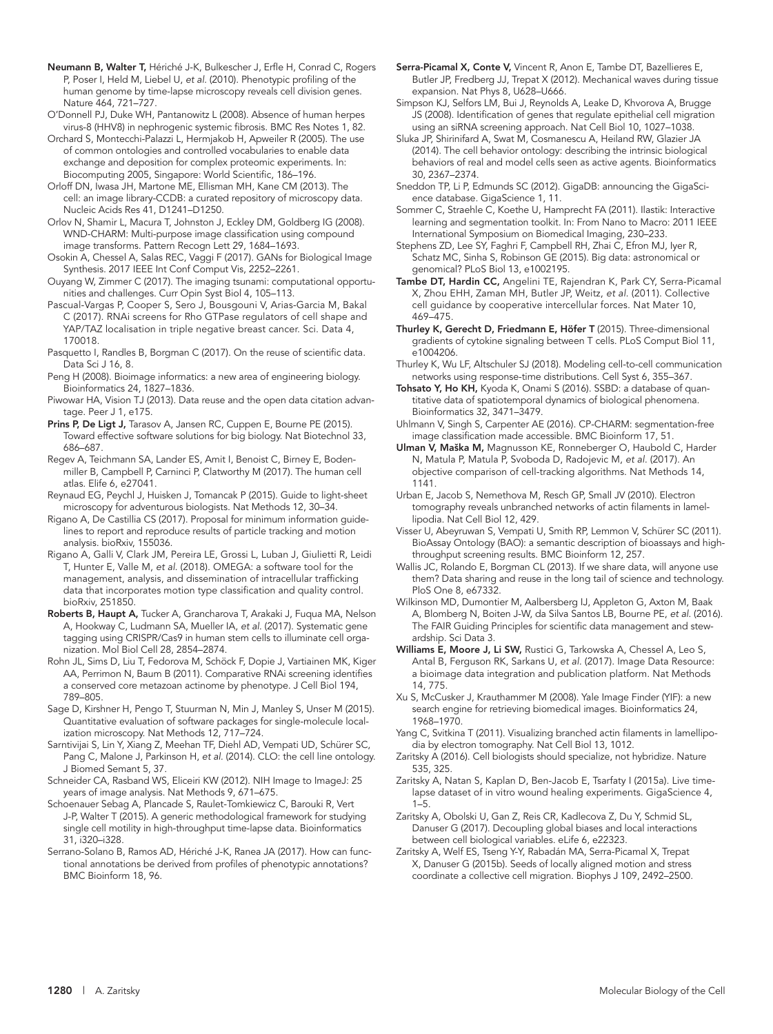**Neumann B, Walter T,** Hériché J-K, Bulkescher J, Erfle H, Conrad C, Rogers P, Poser I, Held M, Liebel U, *et al.* (2010). Phenotypic profiling of the human genome by time-lapse microscopy reveals cell division genes. Nature 464, 721–727.

O'Donnell PJ, Duke WH, Pantanowitz L (2008). Absence of human herpes virus-8 (HHV8) in nephrogenic systemic fibrosis. BMC Res Notes 1, 82.

Orchard S, Montecchi-Palazzi L, Hermjakob H, Apweiler R (2005). The use of common ontologies and controlled vocabularies to enable data exchange and deposition for complex proteomic experiments. In: Biocomputing 2005, Singapore: World Scientific, 186–196.

Orloff DN, Iwasa JH, Martone ME, Ellisman MH, Kane CM (2013). The cell: an image library-CCDB: a curated repository of microscopy data. Nucleic Acids Res 41, D1241–D1250.

Orlov N, Shamir L, Macura T, Johnston J, Eckley DM, Goldberg IG (2008). WND-CHARM: Multi-purpose image classification using compound image transforms. Pattern Recogn Lett 29, 1684–1693.

Osokin A, Chessel A, Salas REC, Vaggi F (2017). GANs for Biological Image Synthesis. 2017 IEEE Int Conf Comput Vis, 2252–2261.

Ouyang W, Zimmer C (2017). The imaging tsunami: computational opportunities and challenges. Curr Opin Syst Biol 4, 105–113.

Pascual-Vargas P, Cooper S, Sero J, Bousgouni V, Arias-Garcia M, Bakal C (2017). RNAi screens for Rho GTPase regulators of cell shape and YAP/TAZ localisation in triple negative breast cancer. Sci. Data 4, 170018.

Pasquetto I, Randles B, Borgman C (2017). On the reuse of scientific data. Data Sci J 16, 8.

Peng H (2008). Bioimage informatics: a new area of engineering biology. Bioinformatics 24, 1827–1836.

Piwowar HA, Vision TJ (2013). Data reuse and the open data citation advantage. Peer J 1, e175.

**Prins P, De Ligt J,** Tarasov A, Jansen RC, Cuppen E, Bourne PE (2015). Toward effective software solutions for big biology. Nat Biotechnol 33, 686–687.

Regev A, Teichmann SA, Lander ES, Amit I, Benoist C, Birney E, Bodenmiller B, Campbell P, Carninci P, Clatworthy M (2017). The human cell atlas. Elife 6, e27041.

Reynaud EG, Peychl J, Huisken J, Tomancak P (2015). Guide to light-sheet microscopy for adventurous biologists. Nat Methods 12, 30–34.

Rigano A, De Castillia CS (2017). Proposal for minimum information guidelines to report and reproduce results of particle tracking and motion analysis. bioRxiv, 155036.

Rigano A, Galli V, Clark JM, Pereira LE, Grossi L, Luban J, Giulietti R, Leidi T, Hunter E, Valle M, *et al.* (2018). OMEGA: a software tool for the management, analysis, and dissemination of intracellular trafficking data that incorporates motion type classification and quality control. bioRxiv, 251850.

**Roberts B, Haupt A,** Tucker A, Grancharova T, Arakaki J, Fuqua MA, Nelson A, Hookway C, Ludmann SA, Mueller IA, *et al.* (2017). Systematic gene tagging using CRISPR/Cas9 in human stem cells to illuminate cell organization. Mol Biol Cell 28, 2854–2874.

Rohn JL, Sims D, Liu T, Fedorova M, Schöck F, Dopie J, Vartiainen MK, Kiger AA, Perrimon N, Baum B (2011). Comparative RNAi screening identifies a conserved core metazoan actinome by phenotype. J Cell Biol 194, 789–805.

Sage D, Kirshner H, Pengo T, Stuurman N, Min J, Manley S, Unser M (2015). Quantitative evaluation of software packages for single-molecule localization microscopy. Nat Methods 12, 717–724.

Sarntivijai S, Lin Y, Xiang Z, Meehan TF, Diehl AD, Vempati UD, Schürer SC, Pang C, Malone J, Parkinson H, *et al.* (2014). CLO: the cell line ontology. J Biomed Semant 5, 37.

Schneider CA, Rasband WS, Eliceiri KW (2012). NIH Image to ImageJ: 25 years of image analysis. Nat Methods 9, 671–675.

Schoenauer Sebag A, Plancade S, Raulet-Tomkiewicz C, Barouki R, Vert J-P, Walter T (2015). A generic methodological framework for studying single cell motility in high-throughput time-lapse data. Bioinformatics 31, i320–i328.

Serrano-Solano B, Ramos AD, Hériché J-K, Ranea JA (2017). How can functional annotations be derived from profiles of phenotypic annotations? BMC Bioinform 18, 96.

**Serra-Picamal X, Conte V,** Vincent R, Anon E, Tambe DT, Bazellieres E, Butler JP, Fredberg JJ, Trepat X (2012). Mechanical waves during tissue expansion. Nat Phys 8, U628–U666.

Simpson KJ, Selfors LM, Bui J, Reynolds A, Leake D, Khvorova A, Brugge JS (2008). Identification of genes that regulate epithelial cell migration using an siRNA screening approach. Nat Cell Biol 10, 1027–1038.

Sluka JP, Shirinifard A, Swat M, Cosmanescu A, Heiland RW, Glazier JA (2014). The cell behavior ontology: describing the intrinsic biological behaviors of real and model cells seen as active agents. Bioinformatics 30, 2367–2374.

Sneddon TP, Li P, Edmunds SC (2012). GigaDB: announcing the GigaScience database. GigaScience 1, 11.

Sommer C, Straehle C, Koethe U, Hamprecht FA (2011). Ilastik: Interactive learning and segmentation toolkit. In: From Nano to Macro: 2011 IEEE International Symposium on Biomedical Imaging, 230–233.

Stephens ZD, Lee SY, Faghri F, Campbell RH, Zhai C, Efron MJ, Iyer R, Schatz MC, Sinha S, Robinson GE (2015). Big data: astronomical or genomical? PLoS Biol 13, e1002195.

**Tambe DT, Hardin CC,** Angelini TE, Rajendran K, Park CY, Serra-Picamal X, Zhou EHH, Zaman MH, Butler JP, Weitz, *et al.* (2011). Collective cell guidance by cooperative intercellular forces. Nat Mater 10, 469–475.

**Thurley K, Gerecht D, Friedmann E, Höfer T** (2015). Three-dimensional gradients of cytokine signaling between T cells. PLoS Comput Biol 11, e1004206.

Thurley K, Wu LF, Altschuler SJ (2018). Modeling cell-to-cell communication networks using response-time distributions. Cell Syst 6, 355–367.

**Tohsato Y, Ho KH,** Kyoda K, Onami S (2016). SSBD: a database of quantitative data of spatiotemporal dynamics of biological phenomena. Bioinformatics 32, 3471–3479.

Uhlmann V, Singh S, Carpenter AE (2016). CP-CHARM: segmentation-free image classification made accessible. BMC Bioinform 17, 51.

**Ulman V, Maška M,** Magnusson KE, Ronneberger O, Haubold C, Harder N, Matula P, Matula P, Svoboda D, Radojevic M, *et al.* (2017). An objective comparison of cell-tracking algorithms. Nat Methods 14, 1141.

Urban E, Jacob S, Nemethova M, Resch GP, Small JV (2010). Electron tomography reveals unbranched networks of actin filaments in lamellipodia. Nat Cell Biol 12, 429.

Visser U, Abeyruwan S, Vempati U, Smith RP, Lemmon V, Schürer SC (2011). BioAssay Ontology (BAO): a semantic description of bioassays and high-throughput screening results. BMC Bioinform 12, 257.

Wallis JC, Rolando E, Borgman CL (2013). If we share data, will anyone use them? Data sharing and reuse in the long tail of science and technology. PloS One 8, e67332.

Wilkinson MD, Dumontier M, Aalbersberg IJ, Appleton G, Axton M, Baak A, Blomberg N, Boiten J-W, da Silva Santos LB, Bourne PE, *et al.* (2016). The FAIR Guiding Principles for scientific data management and stewardship. Sci Data 3.

**Williams E, Moore J, Li SW,** Rustici G, Tarkowska A, Chessel A, Leo S, Antal B, Ferguson RK, Sarkans U, *et al.* (2017). Image Data Resource: a bioimage data integration and publication platform. Nat Methods 14, 775.

Xu S, McCusker J, Krauthammer M (2008). Yale Image Finder (YIF): a new search engine for retrieving biomedical images. Bioinformatics 24, 1968–1970.

Yang C, Svitkina T (2011). Visualizing branched actin filaments in lamellipodia by electron tomography. Nat Cell Biol 13, 1012.

Zaritsky A (2016). Cell biologists should specialize, not hybridize. Nature 535, 325.

Zaritsky A, Natan S, Kaplan D, Ben-Jacob E, Tsarfaty I (2015a). Live time-lapse dataset of in vitro wound healing experiments. GigaScience 4, 1–5.

Zaritsky A, Obolski U, Gan Z, Reis CR, Kadlecova Z, Du Y, Schmid SL, Danuser G (2017). Decoupling global biases and local interactions between cell biological variables. eLife 6, e22323.

Zaritsky A, Welf ES, Tseng Y-Y, Rabadán MA, Serra-Picamal X, Trepat X, Danuser G (2015b). Seeds of locally aligned motion and stress coordinate a collective cell migration. Biophys J 109, 2492–2500.